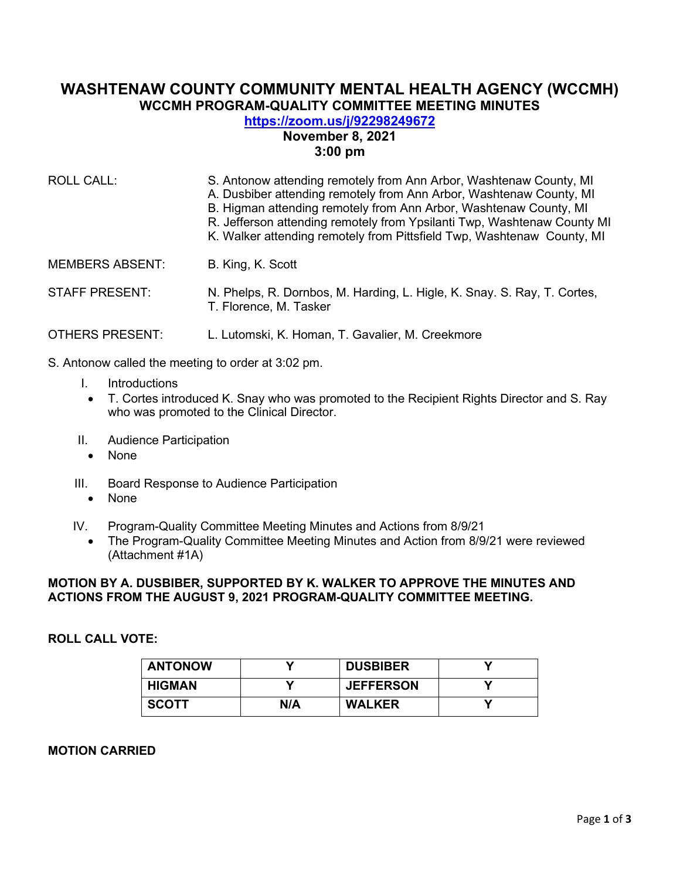# WASHTENAW COUNTY COMMUNITY MENTAL HEALTH AGENCY (WCCMH)

## WCCMH PROGRAM-QUALITY COMMITTEE MEETING MINUTES

**https://zoom.us/j/92298249672**

**November 8, 2021**

**3:00 pm**

ROLL CALL: S. Antonow attending remotely from Ann Arbor, Washtenaw County, MI
A. Dusbiber attending remotely from Ann Arbor, Washtenaw County, MI
B. Higman attending remotely from Ann Arbor, Washtenaw County, MI
R. Jefferson attending remotely from Ypsilanti Twp, Washtenaw County MI
K. Walker attending remotely from Pittsfield Twp, Washtenaw County, MI

MEMBERS ABSENT: B. King, K. Scott

STAFF PRESENT: N. Phelps, R. Dornbos, M. Harding, L. Higle, K. Snay. S. Ray, T. Cortes, T. Florence, M. Tasker

OTHERS PRESENT: L. Lutomski, K. Homan, T. Gavalier, M. Creekmore

S. Antonow called the meeting to order at 3:02 pm.

I. Introductions
- T. Cortes introduced K. Snay who was promoted to the Recipient Rights Director and S. Ray who was promoted to the Clinical Director.

II. Audience Participation
- None

III. Board Response to Audience Participation
- None

IV. Program-Quality Committee Meeting Minutes and Actions from 8/9/21
- The Program-Quality Committee Meeting Minutes and Action from 8/9/21 were reviewed (Attachment #1A)

**MOTION BY A. DUSBIBER, SUPPORTED BY K. WALKER TO APPROVE THE MINUTES AND ACTIONS FROM THE AUGUST 9, 2021 PROGRAM-QUALITY COMMITTEE MEETING.**

**ROLL CALL VOTE:**

| ANTONOW | Y | DUSBIBER | Y |
|---|---|---|---|
| HIGMAN | Y | JEFFERSON | Y |
| SCOTT | N/A | WALKER | Y |

**MOTION CARRIED**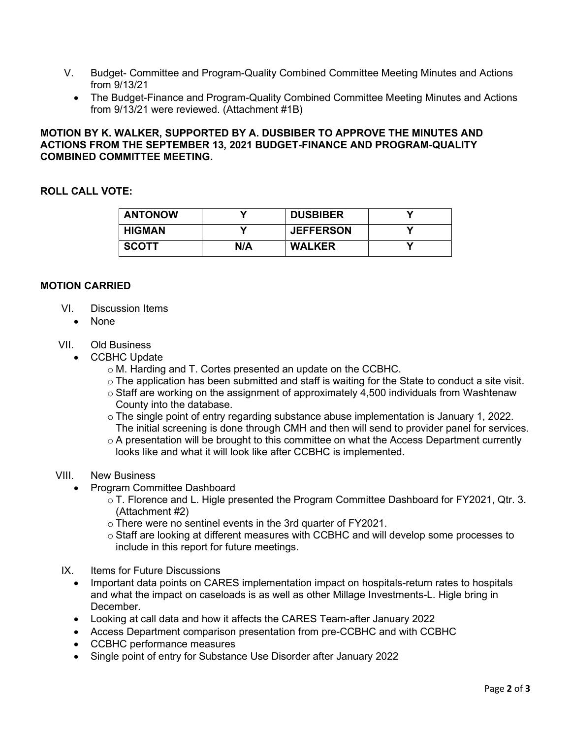V. Budget- Committee and Program-Quality Combined Committee Meeting Minutes and Actions from 9/13/21
   - The Budget-Finance and Program-Quality Combined Committee Meeting Minutes and Actions from 9/13/21 were reviewed. (Attachment #1B)

**MOTION BY K. WALKER, SUPPORTED BY A. DUSBIBER TO APPROVE THE MINUTES AND ACTIONS FROM THE SEPTEMBER 13, 2021 BUDGET-FINANCE AND PROGRAM-QUALITY COMBINED COMMITTEE MEETING.**

**ROLL CALL VOTE:**

| | | | |
|---|---|---|---|
| **ANTONOW** | Y | **DUSBIBER** | Y |
| **HIGMAN** | Y | **JEFFERSON** | Y |
| **SCOTT** | N/A | **WALKER** | Y |

**MOTION CARRIED**

VI. Discussion Items
   - None

VII. Old Business
   - CCBHC Update
     - M. Harding and T. Cortes presented an update on the CCBHC.
     - The application has been submitted and staff is waiting for the State to conduct a site visit.
     - Staff are working on the assignment of approximately 4,500 individuals from Washtenaw County into the database.
     - The single point of entry regarding substance abuse implementation is January 1, 2022. The initial screening is done through CMH and then will send to provider panel for services.
     - A presentation will be brought to this committee on what the Access Department currently looks like and what it will look like after CCBHC is implemented.

VIII. New Business
   - Program Committee Dashboard
     - T. Florence and L. Higle presented the Program Committee Dashboard for FY2021, Qtr. 3. (Attachment #2)
     - There were no sentinel events in the 3rd quarter of FY2021.
     - Staff are looking at different measures with CCBHC and will develop some processes to include in this report for future meetings.

IX. Items for Future Discussions
   - Important data points on CARES implementation impact on hospitals-return rates to hospitals and what the impact on caseloads is as well as other Millage Investments-L. Higle bring in December.
   - Looking at call data and how it affects the CARES Team-after January 2022
   - Access Department comparison presentation from pre-CCBHC and with CCBHC
   - CCBHC performance measures
   - Single point of entry for Substance Use Disorder after January 2022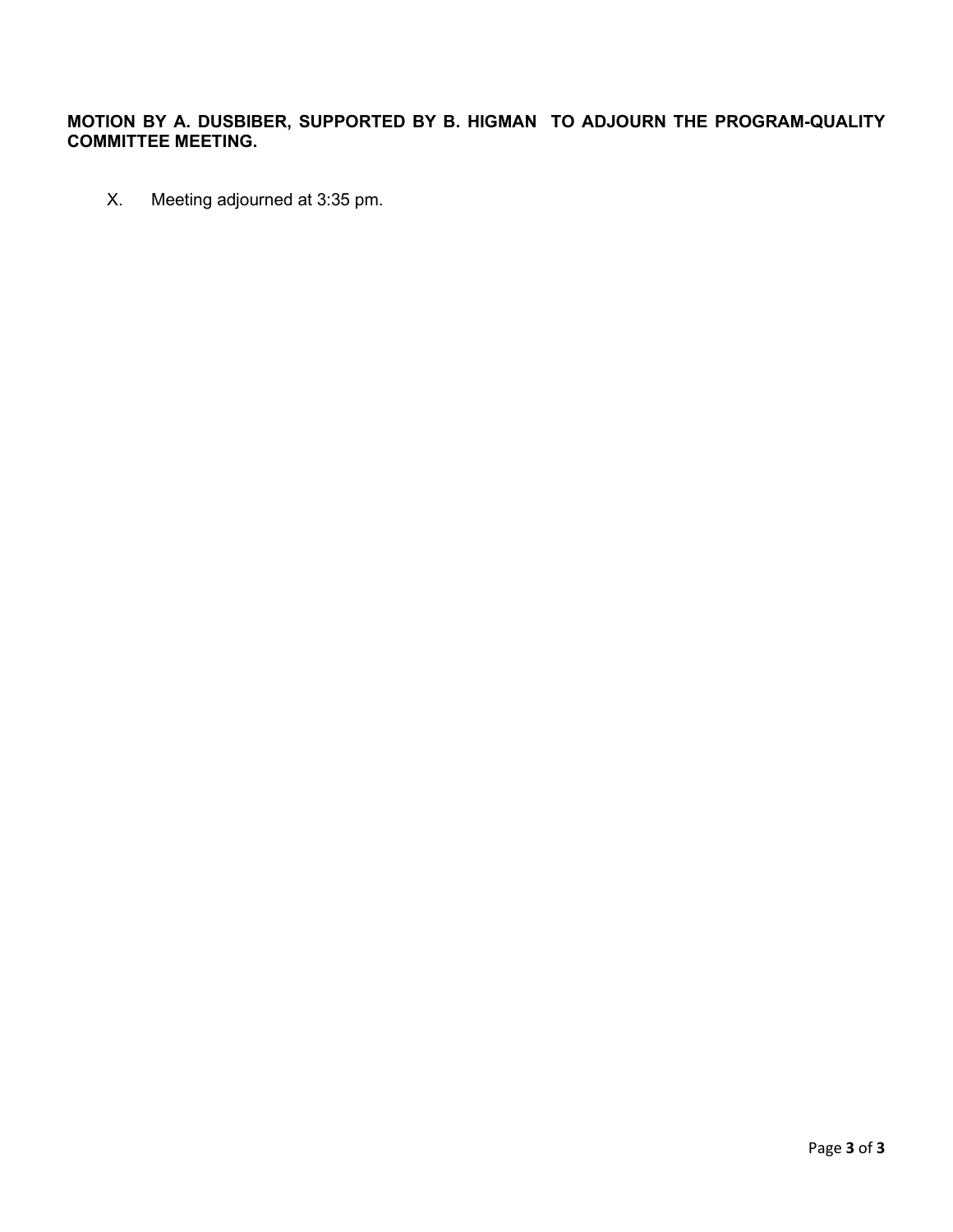**MOTION BY A. DUSBIBER, SUPPORTED BY B. HIGMAN TO ADJOURN THE PROGRAM-QUALITY COMMITTEE MEETING.**

X. Meeting adjourned at 3:35 pm.